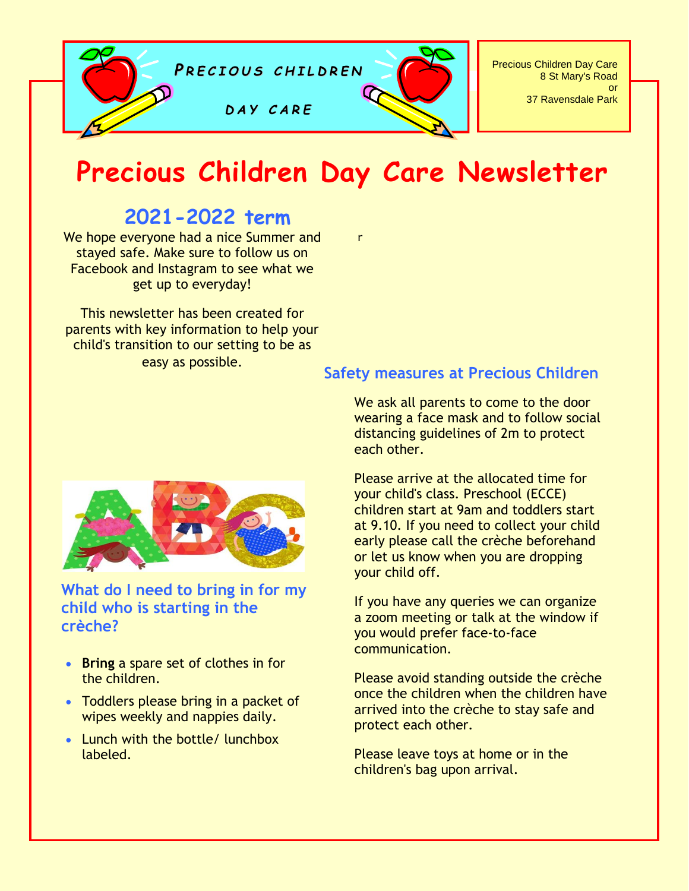PRECIOUS CHILDREN

DAY CARE

Precious Children Day Care
8 St Mary's Road
or
37 Ravensdale Park

# Precious Children Day Care Newsletter

## 2021-2022 term

We hope everyone had a nice Summer and stayed safe. Make sure to follow us on Facebook and Instagram to see what we get up to everyday!

This newsletter has been created for parents with key information to help your child's transition to our setting to be as easy as possible.

### What do I need to bring in for my child who is starting in the crèche?

- **Bring** a spare set of clothes in for the children.
- Toddlers please bring in a packet of wipes weekly and nappies daily.
- Lunch with the bottle/ lunchbox labeled.

r

### Safety measures at Precious Children

We ask all parents to come to the door wearing a face mask and to follow social distancing guidelines of 2m to protect each other.

Please arrive at the allocated time for your child's class. Preschool (ECCE) children start at 9am and toddlers start at 9.10. If you need to collect your child early please call the crèche beforehand or let us know when you are dropping your child off.

If you have any queries we can organize a zoom meeting or talk at the window if you would prefer face-to-face communication.

Please avoid standing outside the crèche once the children when the children have arrived into the crèche to stay safe and protect each other.

Please leave toys at home or in the children's bag upon arrival.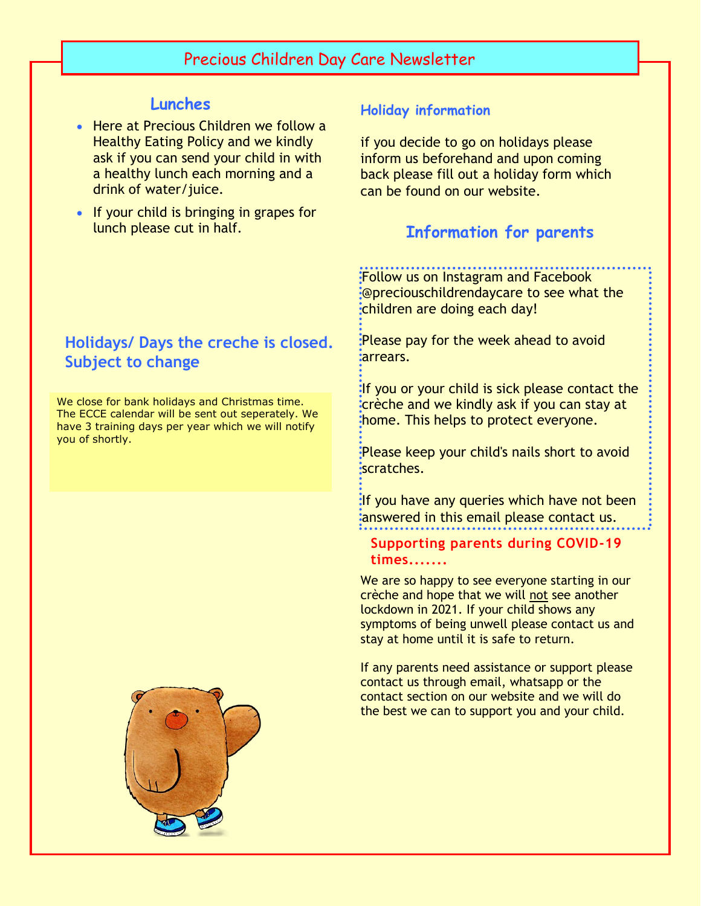# Precious Children Day Care Newsletter

## Lunches

- Here at Precious Children we follow a Healthy Eating Policy and we kindly ask if you can send your child in with a healthy lunch each morning and a drink of water/juice.
- If your child is bringing in grapes for lunch please cut in half.

## Holidays/ Days the creche is closed. Subject to change

We close for bank holidays and Christmas time. The ECCE calendar will be sent out seperately. We have 3 training days per year which we will notify you of shortly.

### Holiday information

if you decide to go on holidays please inform us beforehand and upon coming back please fill out a holiday form which can be found on our website.

## Information for parents

Follow us on Instagram and Facebook @preciouschildrendaycare to see what the children are doing each day!

Please pay for the week ahead to avoid arrears.

If you or your child is sick please contact the crèche and we kindly ask if you can stay at home. This helps to protect everyone.

Please keep your child's nails short to avoid scratches.

If you have any queries which have not been answered in this email please contact us.

### Supporting parents during COVID-19 times.......

We are so happy to see everyone starting in our crèche and hope that we will not see another lockdown in 2021. If your child shows any symptoms of being unwell please contact us and stay at home until it is safe to return.

If any parents need assistance or support please contact us through email, whatsapp or the contact section on our website and we will do the best we can to support you and your child.